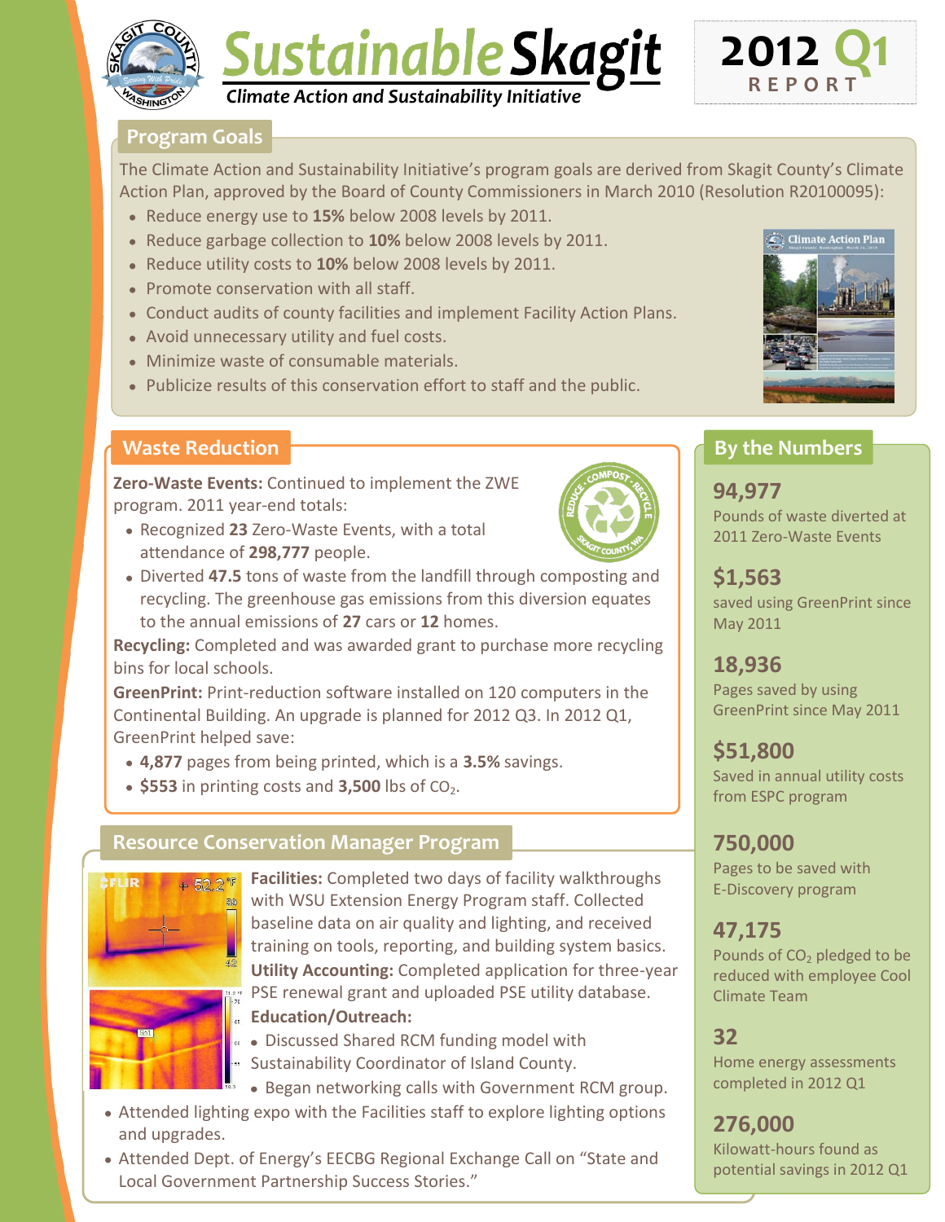# Sustainable Skagit

*Climate Action and Sustainability Initiative*

**2012 Q1 REPORT**

## Program Goals

The Climate Action and Sustainability Initiative's program goals are derived from Skagit County's Climate Action Plan, approved by the Board of County Commissioners in March 2010 (Resolution R20100095):

- Reduce energy use to **15%** below 2008 levels by 2011.
- Reduce garbage collection to **10%** below 2008 levels by 2011.
- Reduce utility costs to **10%** below 2008 levels by 2011.
- Promote conservation with all staff.
- Conduct audits of county facilities and implement Facility Action Plans.
- Avoid unnecessary utility and fuel costs.
- Minimize waste of consumable materials.
- Publicize results of this conservation effort to staff and the public.

## Waste Reduction

**Zero-Waste Events:** Continued to implement the ZWE program. 2011 year-end totals:

- Recognized **23** Zero-Waste Events, with a total attendance of **298,777** people.
- Diverted **47.5** tons of waste from the landfill through composting and recycling. The greenhouse gas emissions from this diversion equates to the annual emissions of **27** cars or **12** homes.

**Recycling:** Completed and was awarded grant to purchase more recycling bins for local schools.

**GreenPrint:** Print-reduction software installed on 120 computers in the Continental Building. An upgrade is planned for 2012 Q3. In 2012 Q1, GreenPrint helped save:

- **4,877** pages from being printed, which is a **3.5%** savings.
- **$553** in printing costs and **3,500** lbs of $CO_2$.

## Resource Conservation Manager Program

**Facilities:** Completed two days of facility walkthroughs with WSU Extension Energy Program staff. Collected baseline data on air quality and lighting, and received training on tools, reporting, and building system basics.

**Utility Accounting:** Completed application for three-year PSE renewal grant and uploaded PSE utility database.

**Education/Outreach:**

- Discussed Shared RCM funding model with Sustainability Coordinator of Island County.
- Began networking calls with Government RCM group.
- Attended lighting expo with the Facilities staff to explore lighting options and upgrades.
- Attended Dept. of Energy's EECBG Regional Exchange Call on "State and Local Government Partnership Success Stories."

## By the Numbers

**94,977**
Pounds of waste diverted at 2011 Zero-Waste Events

**$1,563**
saved using GreenPrint since May 2011

**18,936**
Pages saved by using GreenPrint since May 2011

**$51,800**
Saved in annual utility costs from ESPC program

**750,000**
Pages to be saved with E-Discovery program

**47,175**
Pounds of $CO_2$ pledged to be reduced with employee Cool Climate Team

**32**
Home energy assessments completed in 2012 Q1

**276,000**
Kilowatt-hours found as potential savings in 2012 Q1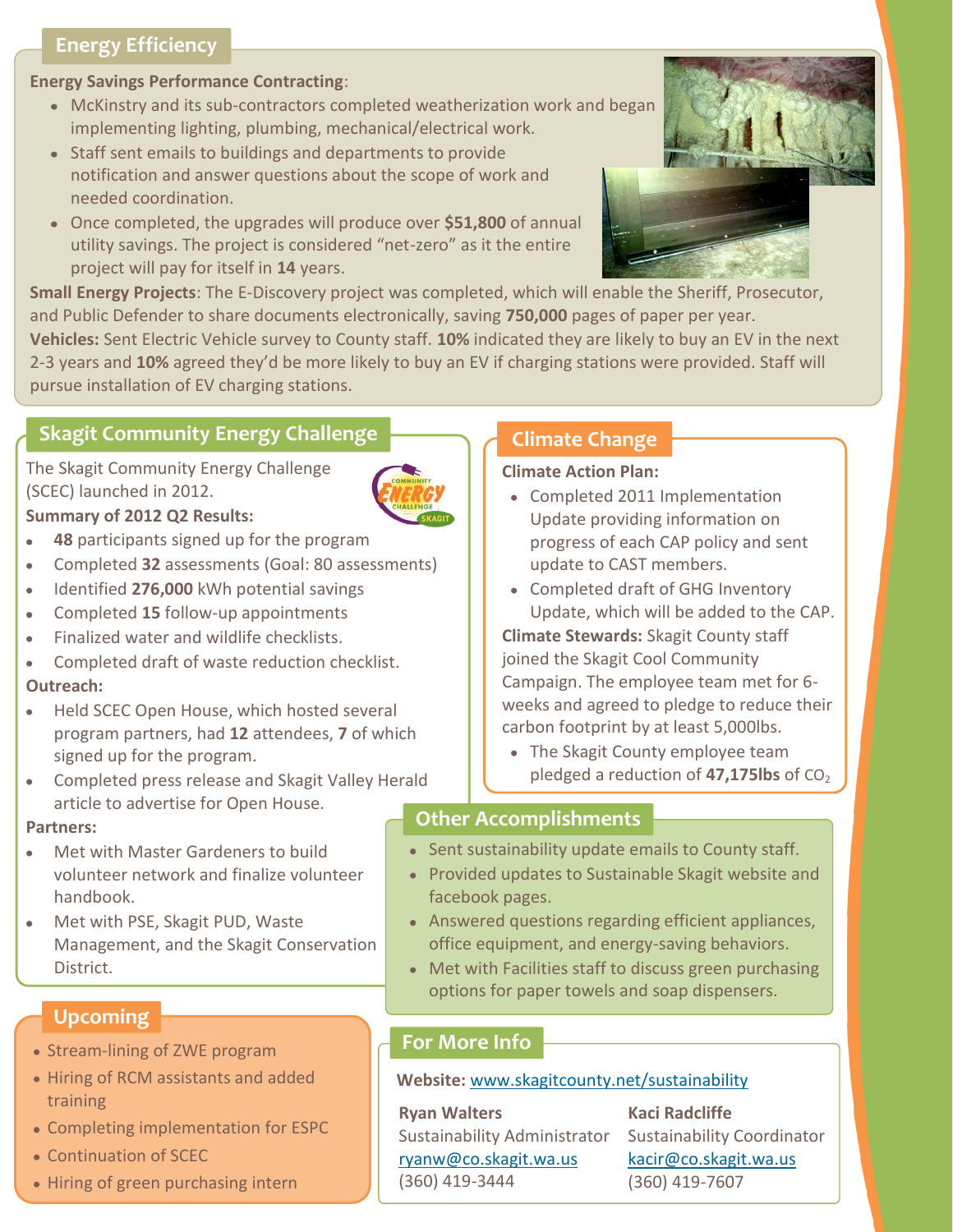## Energy Efficiency

**Energy Savings Performance Contracting**:

- McKinstry and its sub-contractors completed weatherization work and began implementing lighting, plumbing, mechanical/electrical work.
- Staff sent emails to buildings and departments to provide notification and answer questions about the scope of work and needed coordination.
- Once completed, the upgrades will produce over **$51,800** of annual utility savings. The project is considered "net-zero" as it the entire project will pay for itself in **14** years.

**Small Energy Projects**: The E-Discovery project was completed, which will enable the Sheriff, Prosecutor, and Public Defender to share documents electronically, saving **750,000** pages of paper per year.

**Vehicles:** Sent Electric Vehicle survey to County staff. **10%** indicated they are likely to buy an EV in the next 2-3 years and **10%** agreed they'd be more likely to buy an EV if charging stations were provided. Staff will pursue installation of EV charging stations.

## Skagit Community Energy Challenge

The Skagit Community Energy Challenge (SCEC) launched in 2012.

**Summary of 2012 Q2 Results:**

- **48** participants signed up for the program
- Completed **32** assessments (Goal: 80 assessments)
- Identified **276,000** kWh potential savings
- Completed **15** follow-up appointments
- Finalized water and wildlife checklists.
- Completed draft of waste reduction checklist.

**Outreach:**

- Held SCEC Open House, which hosted several program partners, had **12** attendees, **7** of which signed up for the program.
- Completed press release and Skagit Valley Herald article to advertise for Open House.

**Partners:**

- Met with Master Gardeners to build volunteer network and finalize volunteer handbook.
- Met with PSE, Skagit PUD, Waste Management, and the Skagit Conservation District.

## Climate Change

**Climate Action Plan:**

- Completed 2011 Implementation Update providing information on progress of each CAP policy and sent update to CAST members.
- Completed draft of GHG Inventory Update, which will be added to the CAP.

**Climate Stewards:** Skagit County staff joined the Skagit Cool Community Campaign. The employee team met for 6-weeks and agreed to pledge to reduce their carbon footprint by at least 5,000lbs.

- The Skagit County employee team pledged a reduction of **47,175lbs** of $CO_2$

## Other Accomplishments

- Sent sustainability update emails to County staff.
- Provided updates to Sustainable Skagit website and facebook pages.
- Answered questions regarding efficient appliances, office equipment, and energy-saving behaviors.
- Met with Facilities staff to discuss green purchasing options for paper towels and soap dispensers.

## Upcoming

- Stream-lining of ZWE program
- Hiring of RCM assistants and added training
- Completing implementation for ESPC
- Continuation of SCEC
- Hiring of green purchasing intern

## For More Info

**Website:** www.skagitcounty.net/sustainability

**Ryan Walters**
Sustainability Administrator
ryanw@co.skagit.wa.us
(360) 419-3444

**Kaci Radcliffe**
Sustainability Coordinator
kacir@co.skagit.wa.us
(360) 419-7607